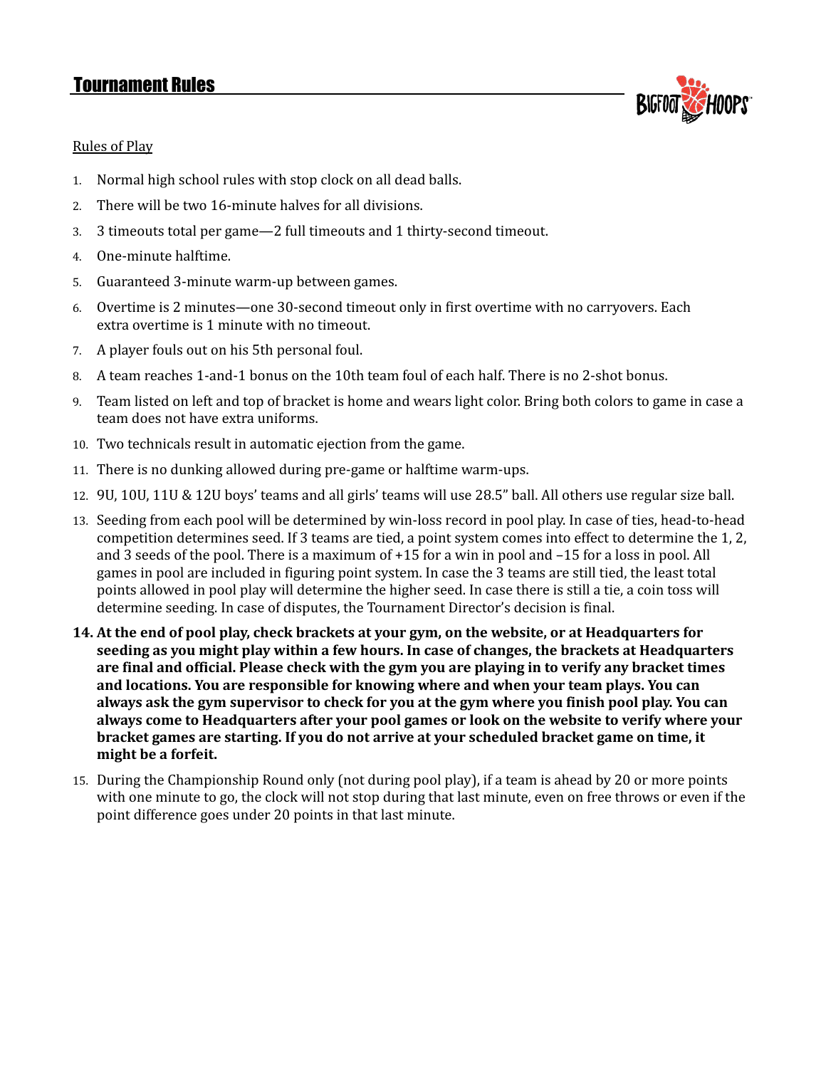# Tournament Rules

Rules of Play

1. Normal high school rules with stop clock on all dead balls.
2. There will be two 16-minute halves for all divisions.
3. 3 timeouts total per game—2 full timeouts and 1 thirty-second timeout.
4. One-minute halftime.
5. Guaranteed 3-minute warm-up between games.
6. Overtime is 2 minutes—one 30-second timeout only in first overtime with no carryovers. Each extra overtime is 1 minute with no timeout.
7. A player fouls out on his 5th personal foul.
8. A team reaches 1-and-1 bonus on the 10th team foul of each half. There is no 2-shot bonus.
9. Team listed on left and top of bracket is home and wears light color. Bring both colors to game in case a team does not have extra uniforms.
10. Two technicals result in automatic ejection from the game.
11. There is no dunking allowed during pre-game or halftime warm-ups.
12. 9U, 10U, 11U & 12U boys' teams and all girls' teams will use 28.5" ball. All others use regular size ball.
13. Seeding from each pool will be determined by win-loss record in pool play. In case of ties, head-to-head competition determines seed. If 3 teams are tied, a point system comes into effect to determine the 1, 2, and 3 seeds of the pool. There is a maximum of +15 for a win in pool and –15 for a loss in pool. All games in pool are included in figuring point system. In case the 3 teams are still tied, the least total points allowed in pool play will determine the higher seed. In case there is still a tie, a coin toss will determine seeding. In case of disputes, the Tournament Director's decision is final.
14. **At the end of pool play, check brackets at your gym, on the website, or at Headquarters for seeding as you might play within a few hours. In case of changes, the brackets at Headquarters are final and official. Please check with the gym you are playing in to verify any bracket times and locations. You are responsible for knowing where and when your team plays. You can always ask the gym supervisor to check for you at the gym where you finish pool play. You can always come to Headquarters after your pool games or look on the website to verify where your bracket games are starting. If you do not arrive at your scheduled bracket game on time, it might be a forfeit.**
15. During the Championship Round only (not during pool play), if a team is ahead by 20 or more points with one minute to go, the clock will not stop during that last minute, even on free throws or even if the point difference goes under 20 points in that last minute.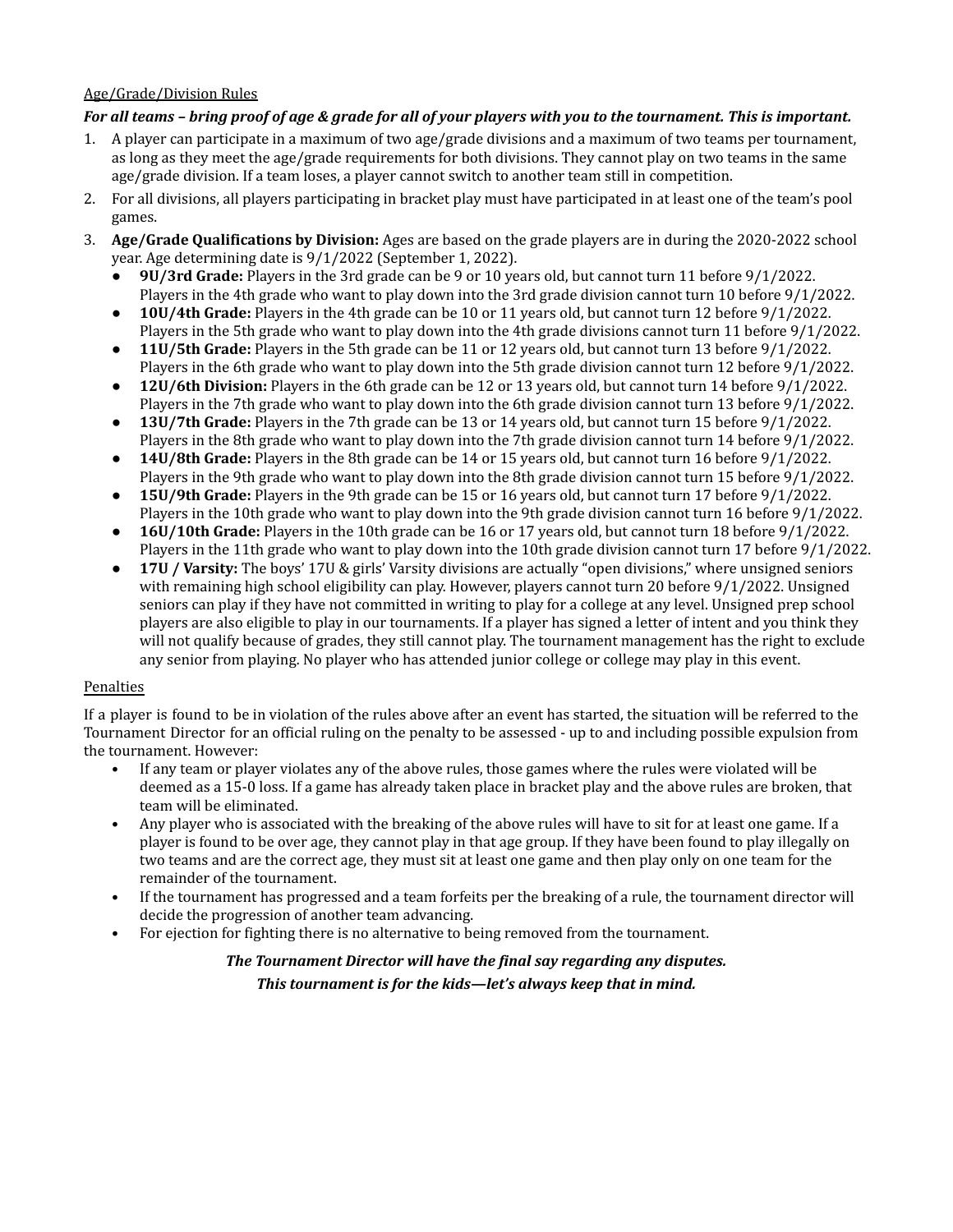Age/Grade/Division Rules

***For all teams – bring proof of age & grade for all of your players with you to the tournament. This is important.***

1. A player can participate in a maximum of two age/grade divisions and a maximum of two teams per tournament, as long as they meet the age/grade requirements for both divisions. They cannot play on two teams in the same age/grade division. If a team loses, a player cannot switch to another team still in competition.
2. For all divisions, all players participating in bracket play must have participated in at least one of the team's pool games.
3. **Age/Grade Qualifications by Division:** Ages are based on the grade players are in during the 2020-2022 school year. Age determining date is 9/1/2022 (September 1, 2022).
   - **9U/3rd Grade:** Players in the 3rd grade can be 9 or 10 years old, but cannot turn 11 before 9/1/2022. Players in the 4th grade who want to play down into the 3rd grade division cannot turn 10 before 9/1/2022.
   - **10U/4th Grade:** Players in the 4th grade can be 10 or 11 years old, but cannot turn 12 before 9/1/2022. Players in the 5th grade who want to play down into the 4th grade divisions cannot turn 11 before 9/1/2022.
   - **11U/5th Grade:** Players in the 5th grade can be 11 or 12 years old, but cannot turn 13 before 9/1/2022. Players in the 6th grade who want to play down into the 5th grade division cannot turn 12 before 9/1/2022.
   - **12U/6th Division:** Players in the 6th grade can be 12 or 13 years old, but cannot turn 14 before 9/1/2022. Players in the 7th grade who want to play down into the 6th grade division cannot turn 13 before 9/1/2022.
   - **13U/7th Grade:** Players in the 7th grade can be 13 or 14 years old, but cannot turn 15 before 9/1/2022. Players in the 8th grade who want to play down into the 7th grade division cannot turn 14 before 9/1/2022.
   - **14U/8th Grade:** Players in the 8th grade can be 14 or 15 years old, but cannot turn 16 before 9/1/2022. Players in the 9th grade who want to play down into the 8th grade division cannot turn 15 before 9/1/2022.
   - **15U/9th Grade:** Players in the 9th grade can be 15 or 16 years old, but cannot turn 17 before 9/1/2022. Players in the 10th grade who want to play down into the 9th grade division cannot turn 16 before 9/1/2022.
   - **16U/10th Grade:** Players in the 10th grade can be 16 or 17 years old, but cannot turn 18 before 9/1/2022. Players in the 11th grade who want to play down into the 10th grade division cannot turn 17 before 9/1/2022.
   - **17U / Varsity:** The boys' 17U & girls' Varsity divisions are actually "open divisions," where unsigned seniors with remaining high school eligibility can play. However, players cannot turn 20 before 9/1/2022. Unsigned seniors can play if they have not committed in writing to play for a college at any level. Unsigned prep school players are also eligible to play in our tournaments. If a player has signed a letter of intent and you think they will not qualify because of grades, they still cannot play. The tournament management has the right to exclude any senior from playing. No player who has attended junior college or college may play in this event.

Penalties

If a player is found to be in violation of the rules above after an event has started, the situation will be referred to the Tournament Director for an official ruling on the penalty to be assessed - up to and including possible expulsion from the tournament. However:

- If any team or player violates any of the above rules, those games where the rules were violated will be deemed as a 15-0 loss. If a game has already taken place in bracket play and the above rules are broken, that team will be eliminated.
- Any player who is associated with the breaking of the above rules will have to sit for at least one game. If a player is found to be over age, they cannot play in that age group. If they have been found to play illegally on two teams and are the correct age, they must sit at least one game and then play only on one team for the remainder of the tournament.
- If the tournament has progressed and a team forfeits per the breaking of a rule, the tournament director will decide the progression of another team advancing.
- For ejection for fighting there is no alternative to being removed from the tournament.

***The Tournament Director will have the final say regarding any disputes.***

***This tournament is for the kids—let's always keep that in mind.***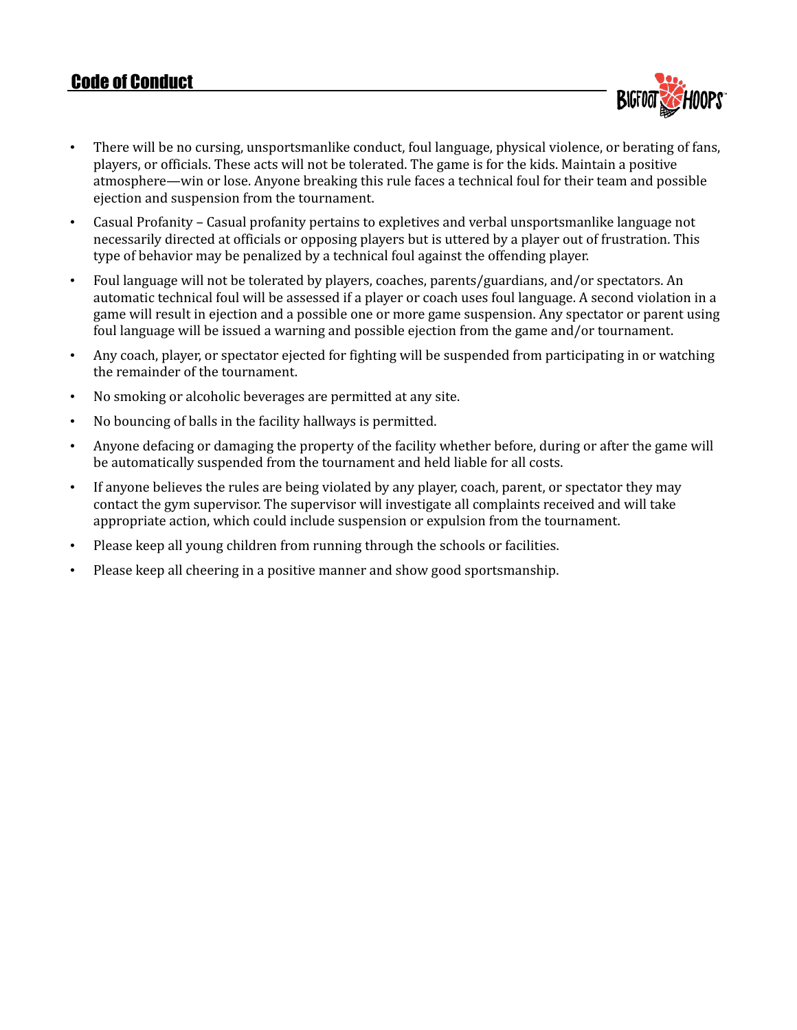## Code of Conduct

- There will be no cursing, unsportsmanlike conduct, foul language, physical violence, or berating of fans, players, or officials. These acts will not be tolerated. The game is for the kids. Maintain a positive atmosphere—win or lose. Anyone breaking this rule faces a technical foul for their team and possible ejection and suspension from the tournament.
- Casual Profanity – Casual profanity pertains to expletives and verbal unsportsmanlike language not necessarily directed at officials or opposing players but is uttered by a player out of frustration. This type of behavior may be penalized by a technical foul against the offending player.
- Foul language will not be tolerated by players, coaches, parents/guardians, and/or spectators. An automatic technical foul will be assessed if a player or coach uses foul language. A second violation in a game will result in ejection and a possible one or more game suspension. Any spectator or parent using foul language will be issued a warning and possible ejection from the game and/or tournament.
- Any coach, player, or spectator ejected for fighting will be suspended from participating in or watching the remainder of the tournament.
- No smoking or alcoholic beverages are permitted at any site.
- No bouncing of balls in the facility hallways is permitted.
- Anyone defacing or damaging the property of the facility whether before, during or after the game will be automatically suspended from the tournament and held liable for all costs.
- If anyone believes the rules are being violated by any player, coach, parent, or spectator they may contact the gym supervisor. The supervisor will investigate all complaints received and will take appropriate action, which could include suspension or expulsion from the tournament.
- Please keep all young children from running through the schools or facilities.
- Please keep all cheering in a positive manner and show good sportsmanship.